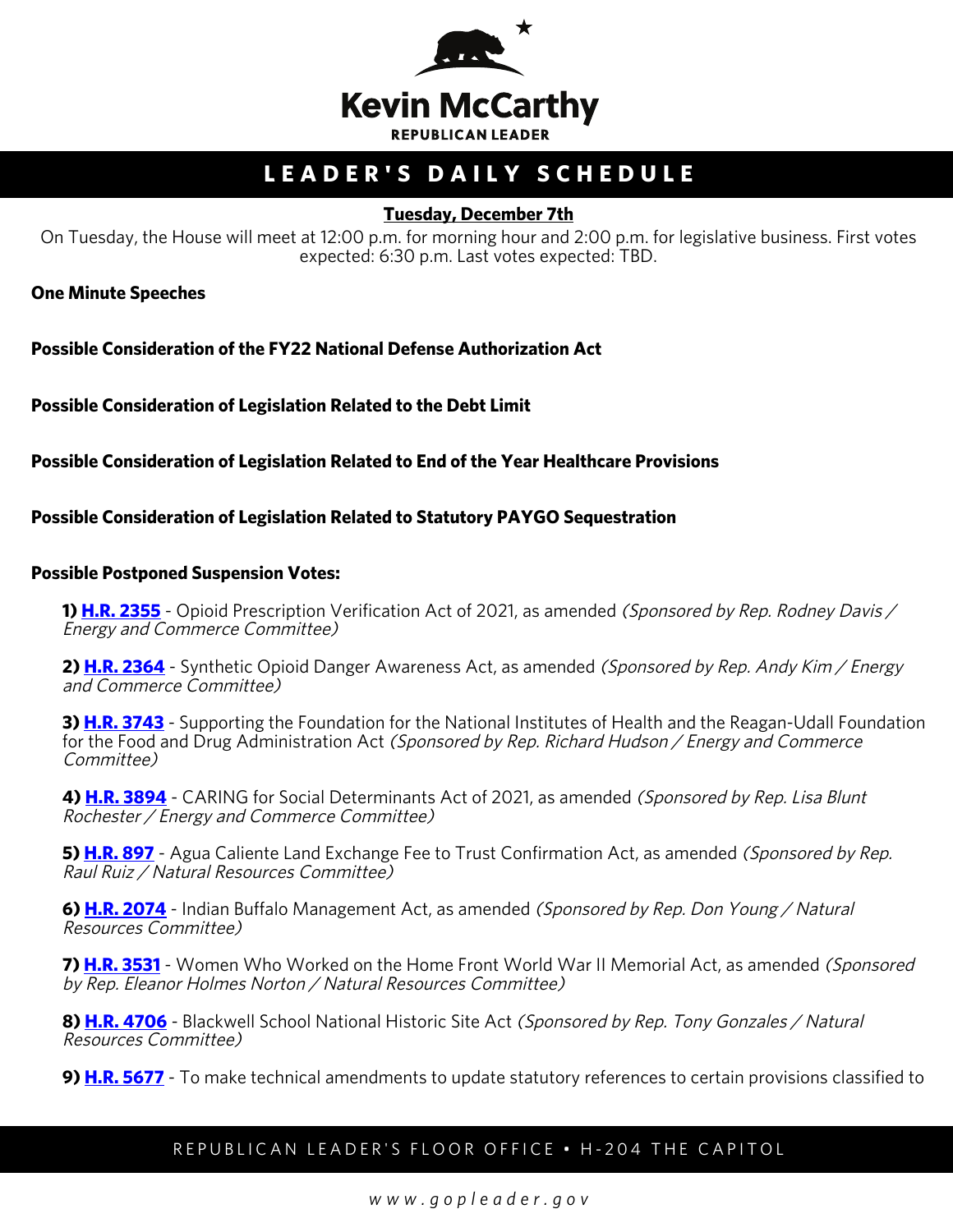# Kevin McCarthy

**REPUBLICAN LEADER**

## LEADER'S DAILY SCHEDULE

**Tuesday, December 7th**

On Tuesday, the House will meet at 12:00 p.m. for morning hour and 2:00 p.m. for legislative business. First votes expected: 6:30 p.m. Last votes expected: TBD.

**One Minute Speeches**

**Possible Consideration of the FY22 National Defense Authorization Act**

**Possible Consideration of Legislation Related to the Debt Limit**

**Possible Consideration of Legislation Related to End of the Year Healthcare Provisions**

**Possible Consideration of Legislation Related to Statutory PAYGO Sequestration**

**Possible Postponed Suspension Votes:**

**1) H.R. 2355** - Opioid Prescription Verification Act of 2021, as amended *(Sponsored by Rep. Rodney Davis / Energy and Commerce Committee)*

**2) H.R. 2364** - Synthetic Opioid Danger Awareness Act, as amended *(Sponsored by Rep. Andy Kim / Energy and Commerce Committee)*

**3) H.R. 3743** - Supporting the Foundation for the National Institutes of Health and the Reagan-Udall Foundation for the Food and Drug Administration Act *(Sponsored by Rep. Richard Hudson / Energy and Commerce Committee)*

**4) H.R. 3894** - CARING for Social Determinants Act of 2021, as amended *(Sponsored by Rep. Lisa Blunt Rochester / Energy and Commerce Committee)*

**5) H.R. 897** - Agua Caliente Land Exchange Fee to Trust Confirmation Act, as amended *(Sponsored by Rep. Raul Ruiz / Natural Resources Committee)*

**6) H.R. 2074** - Indian Buffalo Management Act, as amended *(Sponsored by Rep. Don Young / Natural Resources Committee)*

**7) H.R. 3531** - Women Who Worked on the Home Front World War II Memorial Act, as amended *(Sponsored by Rep. Eleanor Holmes Norton / Natural Resources Committee)*

**8) H.R. 4706** - Blackwell School National Historic Site Act *(Sponsored by Rep. Tony Gonzales / Natural Resources Committee)*

**9) H.R. 5677** - To make technical amendments to update statutory references to certain provisions classified to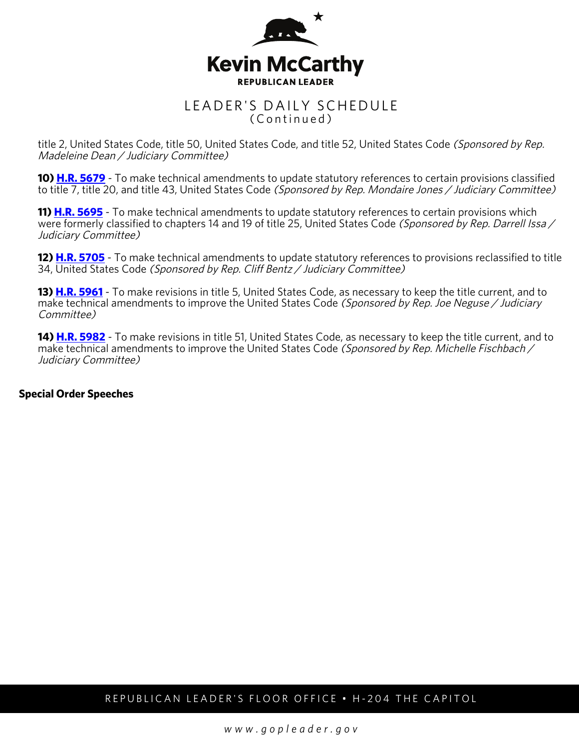title 2, United States Code, title 50, United States Code, and title 52, United States Code *(Sponsored by Rep. Madeleine Dean / Judiciary Committee)*

**10)** **H.R. 5679** - To make technical amendments to update statutory references to certain provisions classified to title 7, title 20, and title 43, United States Code *(Sponsored by Rep. Mondaire Jones / Judiciary Committee)*

**11)** **H.R. 5695** - To make technical amendments to update statutory references to certain provisions which were formerly classified to chapters 14 and 19 of title 25, United States Code *(Sponsored by Rep. Darrell Issa / Judiciary Committee)*

**12)** **H.R. 5705** - To make technical amendments to update statutory references to provisions reclassified to title 34, United States Code *(Sponsored by Rep. Cliff Bentz / Judiciary Committee)*

**13)** **H.R. 5961** - To make revisions in title 5, United States Code, as necessary to keep the title current, and to make technical amendments to improve the United States Code *(Sponsored by Rep. Joe Neguse / Judiciary Committee)*

**14)** **H.R. 5982** - To make revisions in title 51, United States Code, as necessary to keep the title current, and to make technical amendments to improve the United States Code *(Sponsored by Rep. Michelle Fischbach / Judiciary Committee)*

**Special Order Speeches**